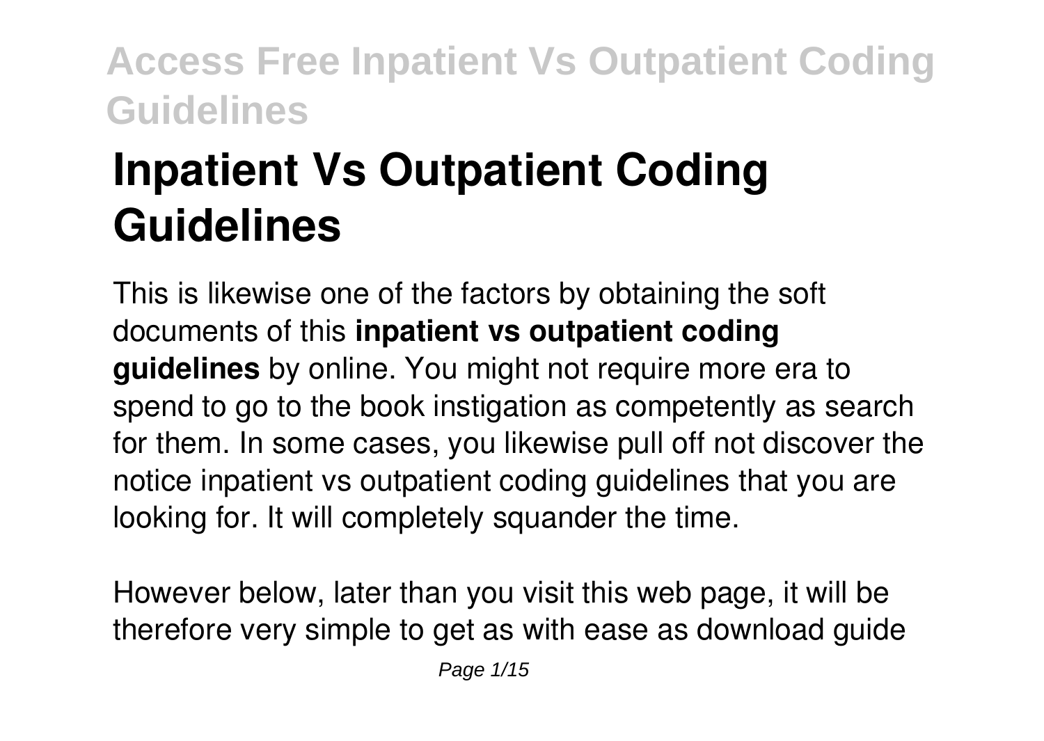# Inpatient Vs Outpatient Coding Guidelines

This is likewise one of the factors by obtaining the soft documents of this **inpatient vs outpatient coding guidelines** by online. You might not require more era to spend to go to the book instigation as competently as search for them. In some cases, you likewise pull off not discover the notice inpatient vs outpatient coding guidelines that you are looking for. It will completely squander the time.

However below, later than you visit this web page, it will be therefore very simple to get as with ease as download guide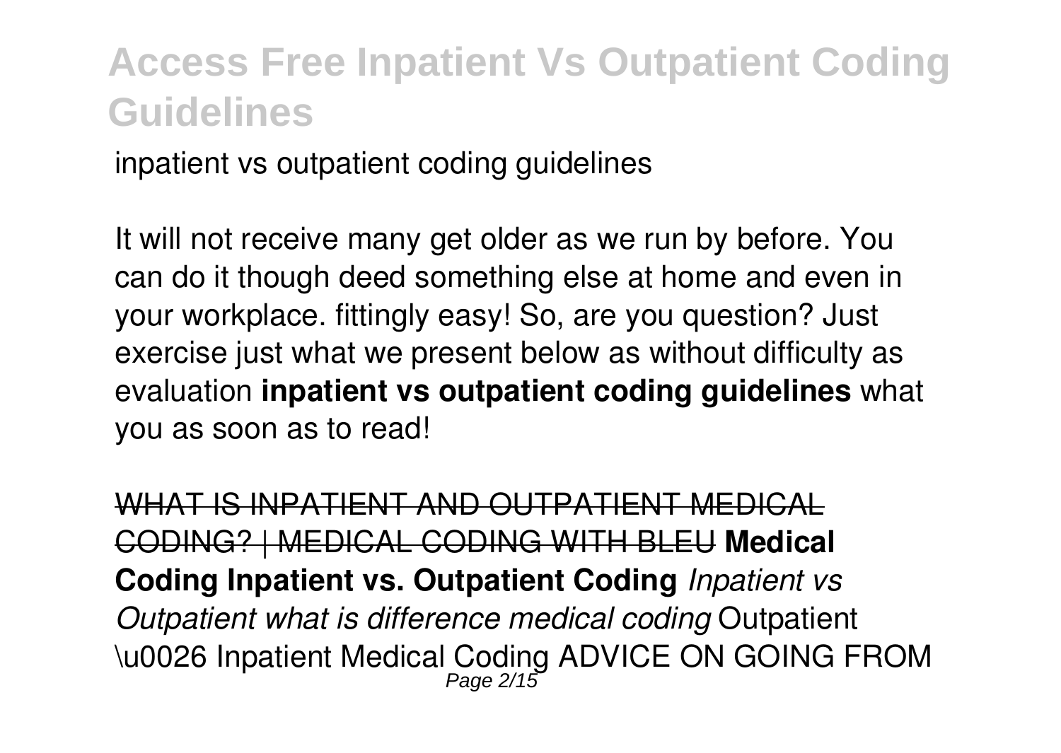inpatient vs outpatient coding guidelines

It will not receive many get older as we run by before. You can do it though deed something else at home and even in your workplace. fittingly easy! So, are you question? Just exercise just what we present below as without difficulty as evaluation **inpatient vs outpatient coding guidelines** what you as soon as to read!

~~WHAT IS INPATIENT AND OUTPATIENT MEDICAL CODING? | MEDICAL CODING WITH BLEU~~ **Medical Coding Inpatient vs. Outpatient Coding** *Inpatient vs Outpatient what is difference medical coding* Outpatient \u0026 Inpatient Medical Coding ADVICE ON GOING FROM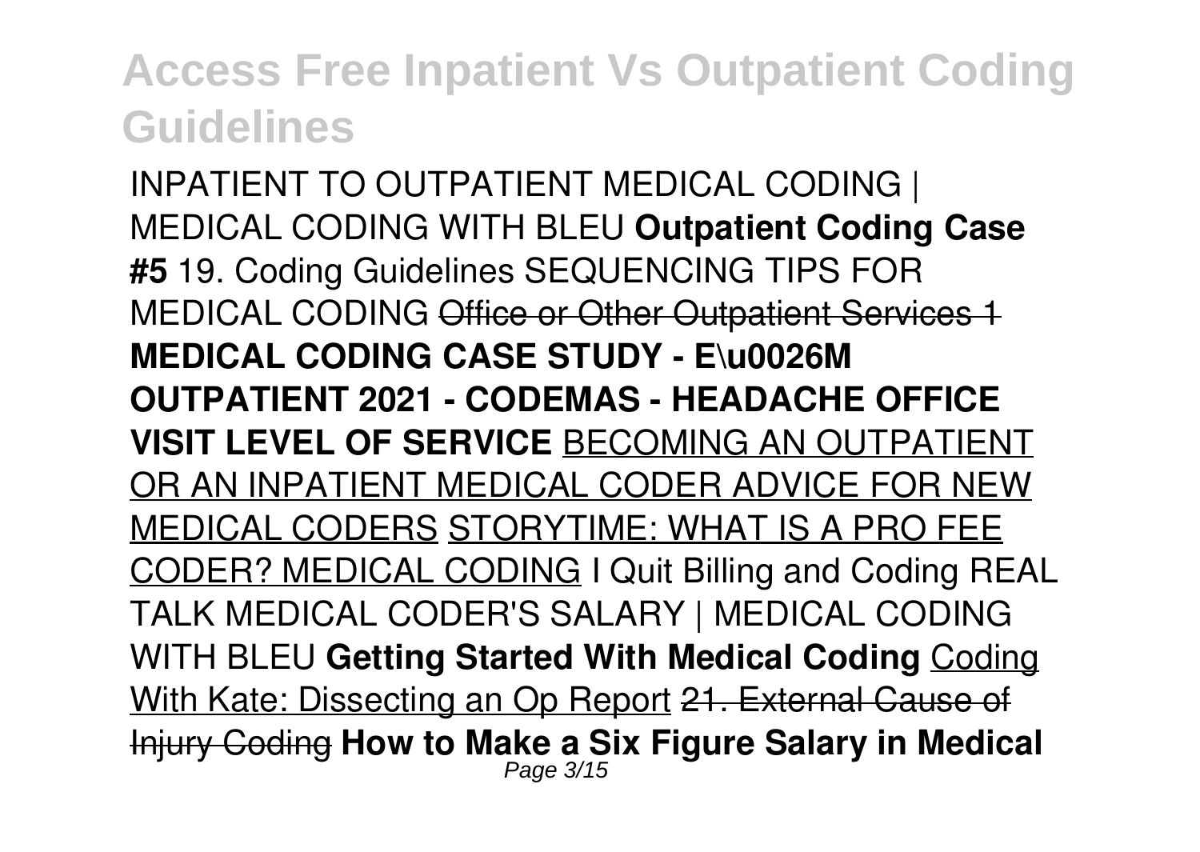INPATIENT TO OUTPATIENT MEDICAL CODING | MEDICAL CODING WITH BLEU **Outpatient Coding Case #5** 19. Coding Guidelines SEQUENCING TIPS FOR MEDICAL CODING ~~Office or Other Outpatient Services 1~~ **MEDICAL CODING CASE STUDY - E\u0026M OUTPATIENT 2021 - CODEMAS - HEADACHE OFFICE VISIT LEVEL OF SERVICE** BECOMING AN OUTPATIENT OR AN INPATIENT MEDICAL CODER ADVICE FOR NEW MEDICAL CODERS STORYTIME: WHAT IS A PRO FEE CODER? MEDICAL CODING I Quit Billing and Coding REAL TALK MEDICAL CODER'S SALARY | MEDICAL CODING WITH BLEU **Getting Started With Medical Coding** Coding With Kate: Dissecting an Op Report ~~21. External Cause of Injury Coding~~ **How to Make a Six Figure Salary in Medical**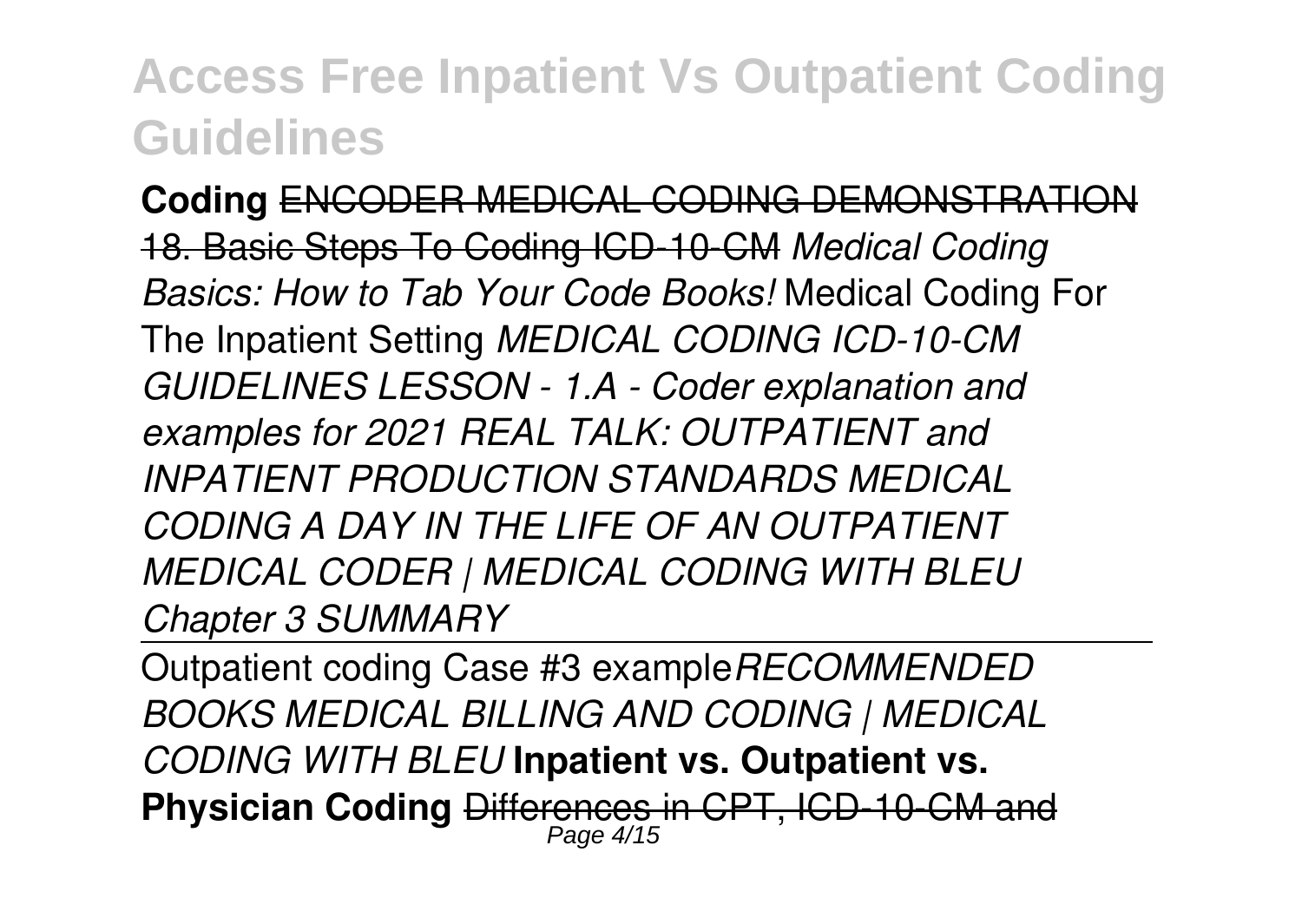**Coding** ~~ENCODER MEDICAL CODING DEMONSTRATION~~ ~~18. Basic Steps To Coding ICD-10-CM~~ *Medical Coding Basics: How to Tab Your Code Books!* Medical Coding For The Inpatient Setting *MEDICAL CODING ICD-10-CM GUIDELINES LESSON - 1.A - Coder explanation and examples for 2021 REAL TALK: OUTPATIENT and INPATIENT PRODUCTION STANDARDS MEDICAL CODING A DAY IN THE LIFE OF AN OUTPATIENT MEDICAL CODER | MEDICAL CODING WITH BLEU Chapter 3 SUMMARY*

---

Outpatient coding Case #3 example *RECOMMENDED BOOKS MEDICAL BILLING AND CODING | MEDICAL CODING WITH BLEU* **Inpatient vs. Outpatient vs. Physician Coding** ~~Differences in CPT, ICD-10-CM and~~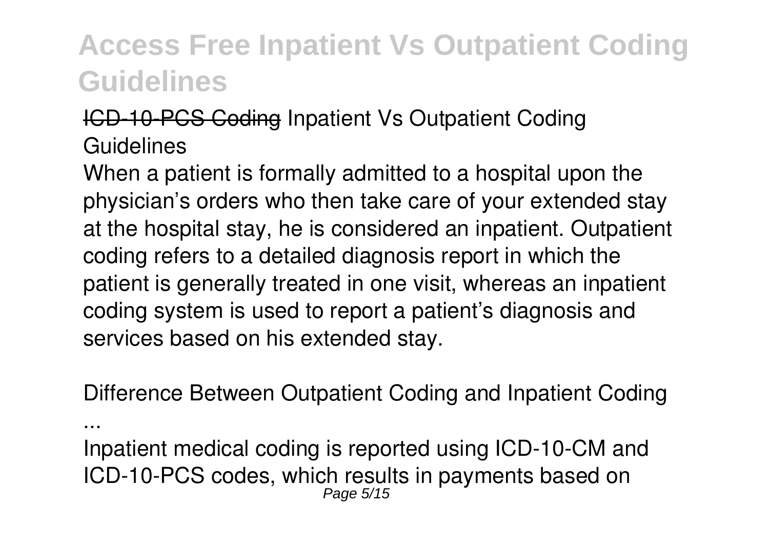~~ICD-10-PCS Coding~~ Inpatient Vs Outpatient Coding Guidelines

When a patient is formally admitted to a hospital upon the physician's orders who then take care of your extended stay at the hospital stay, he is considered an inpatient. Outpatient coding refers to a detailed diagnosis report in which the patient is generally treated in one visit, whereas an inpatient coding system is used to report a patient's diagnosis and services based on his extended stay.

Difference Between Outpatient Coding and Inpatient Coding ...

Inpatient medical coding is reported using ICD-10-CM and ICD-10-PCS codes, which results in payments based on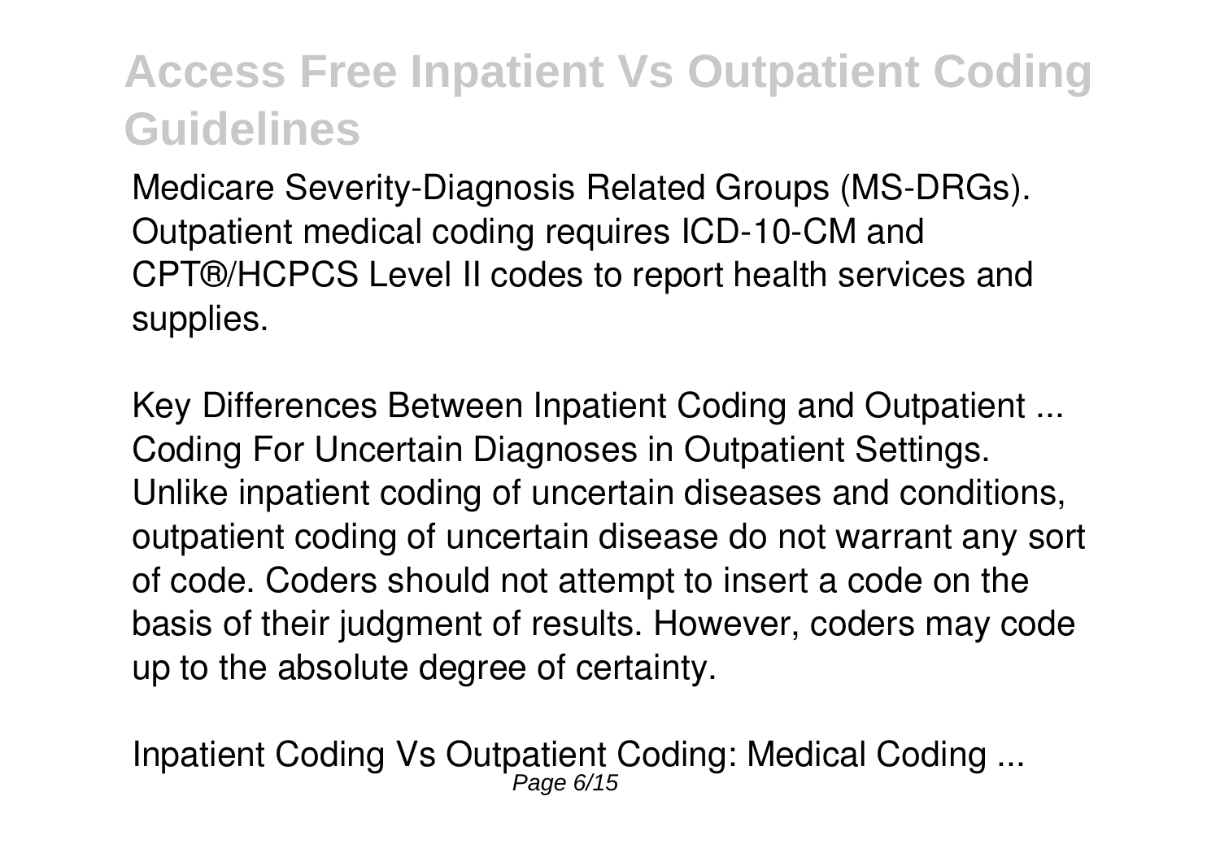Medicare Severity-Diagnosis Related Groups (MS-DRGs). Outpatient medical coding requires ICD-10-CM and CPT®/HCPCS Level II codes to report health services and supplies.

*Key Differences Between Inpatient Coding and Outpatient ...*

Coding For Uncertain Diagnoses in Outpatient Settings. Unlike inpatient coding of uncertain diseases and conditions, outpatient coding of uncertain disease do not warrant any sort of code. Coders should not attempt to insert a code on the basis of their judgment of results. However, coders may code up to the absolute degree of certainty.

*Inpatient Coding Vs Outpatient Coding: Medical Coding ...*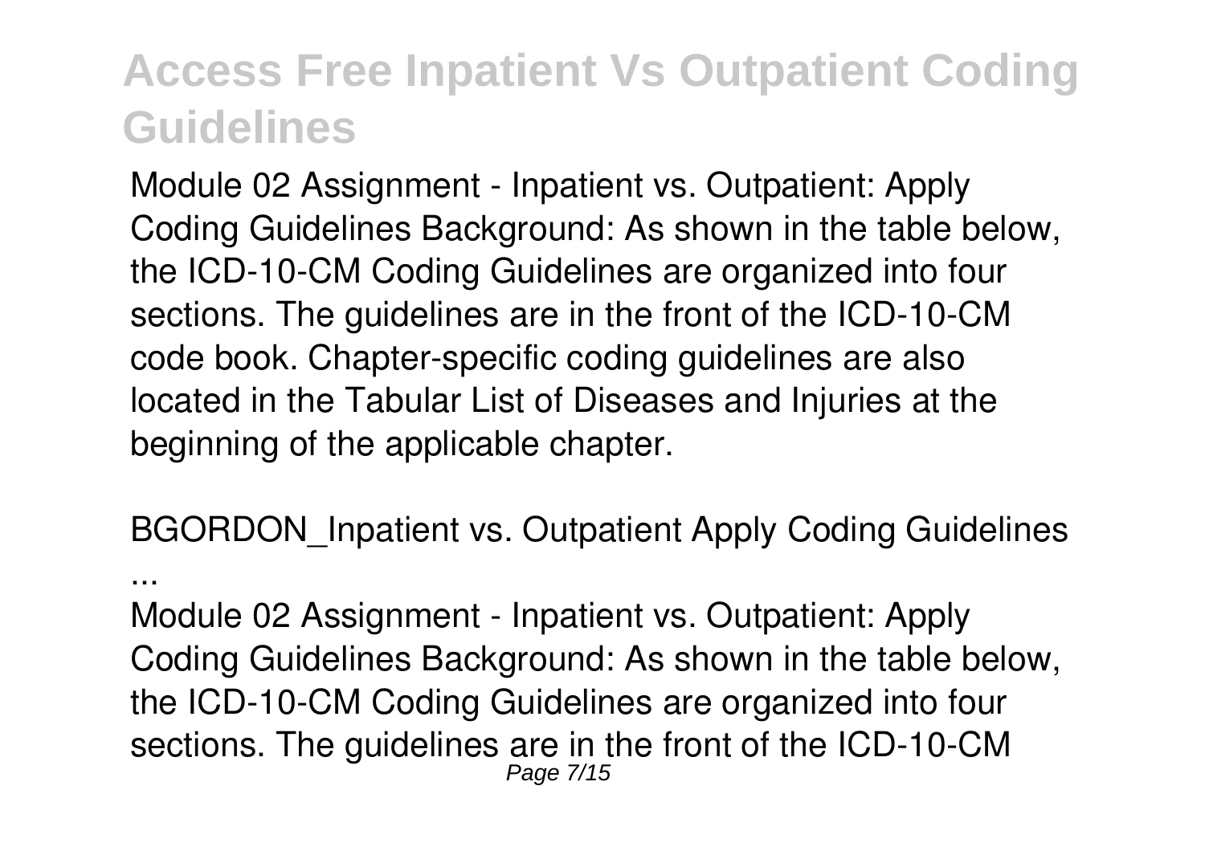Module 02 Assignment - Inpatient vs. Outpatient: Apply Coding Guidelines Background: As shown in the table below, the ICD-10-CM Coding Guidelines are organized into four sections. The guidelines are in the front of the ICD-10-CM code book. Chapter-specific coding guidelines are also located in the Tabular List of Diseases and Injuries at the beginning of the applicable chapter.

BGORDON_Inpatient vs. Outpatient Apply Coding Guidelines ...

Module 02 Assignment - Inpatient vs. Outpatient: Apply Coding Guidelines Background: As shown in the table below, the ICD-10-CM Coding Guidelines are organized into four sections. The guidelines are in the front of the ICD-10-CM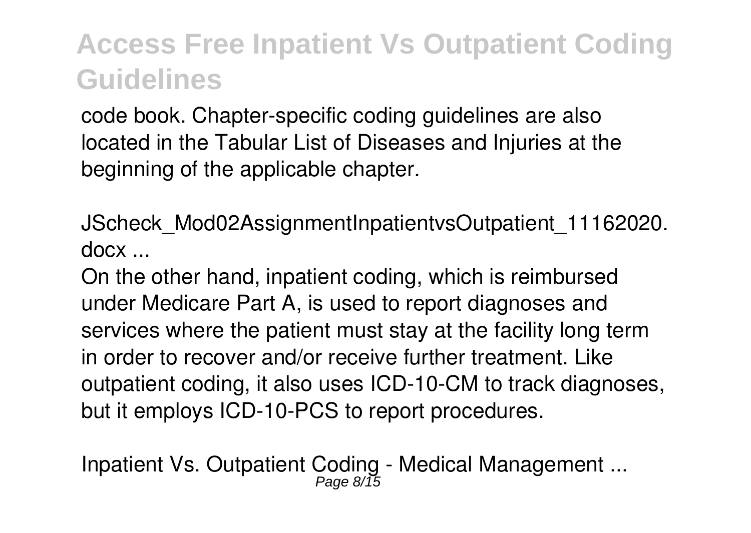code book. Chapter-specific coding guidelines are also located in the Tabular List of Diseases and Injuries at the beginning of the applicable chapter.

JScheck_Mod02AssignmentInpatientvsOutpatient_11162020.docx ...

On the other hand, inpatient coding, which is reimbursed under Medicare Part A, is used to report diagnoses and services where the patient must stay at the facility long term in order to recover and/or receive further treatment. Like outpatient coding, it also uses ICD-10-CM to track diagnoses, but it employs ICD-10-PCS to report procedures.

Inpatient Vs. Outpatient Coding - Medical Management ...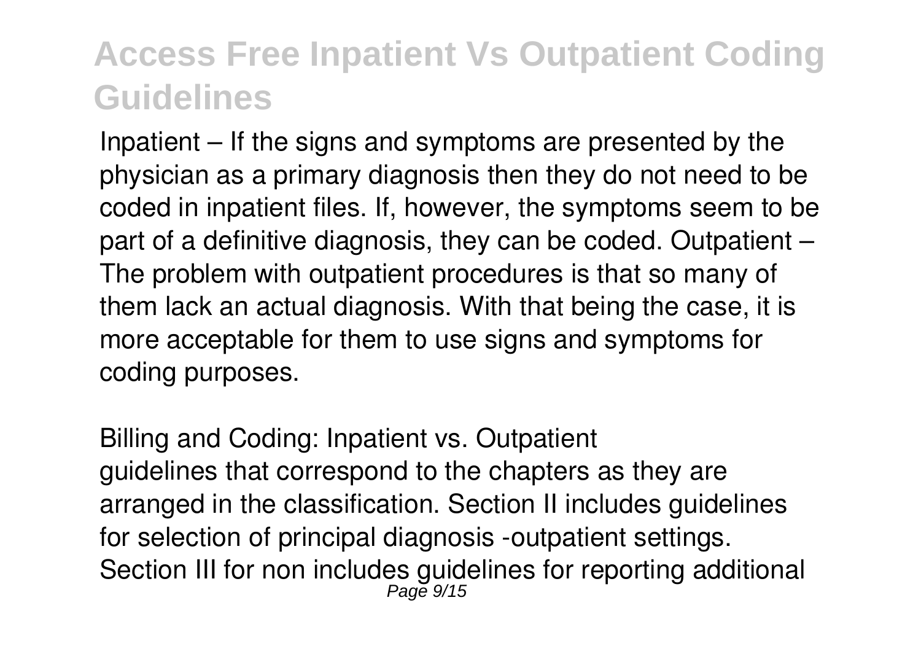Inpatient – If the signs and symptoms are presented by the physician as a primary diagnosis then they do not need to be coded in inpatient files. If, however, the symptoms seem to be part of a definitive diagnosis, they can be coded. Outpatient – The problem with outpatient procedures is that so many of them lack an actual diagnosis. With that being the case, it is more acceptable for them to use signs and symptoms for coding purposes.

Billing and Coding: Inpatient vs. Outpatient
guidelines that correspond to the chapters as they are arranged in the classification. Section II includes guidelines for selection of principal diagnosis -outpatient settings. Section III for non includes guidelines for reporting additional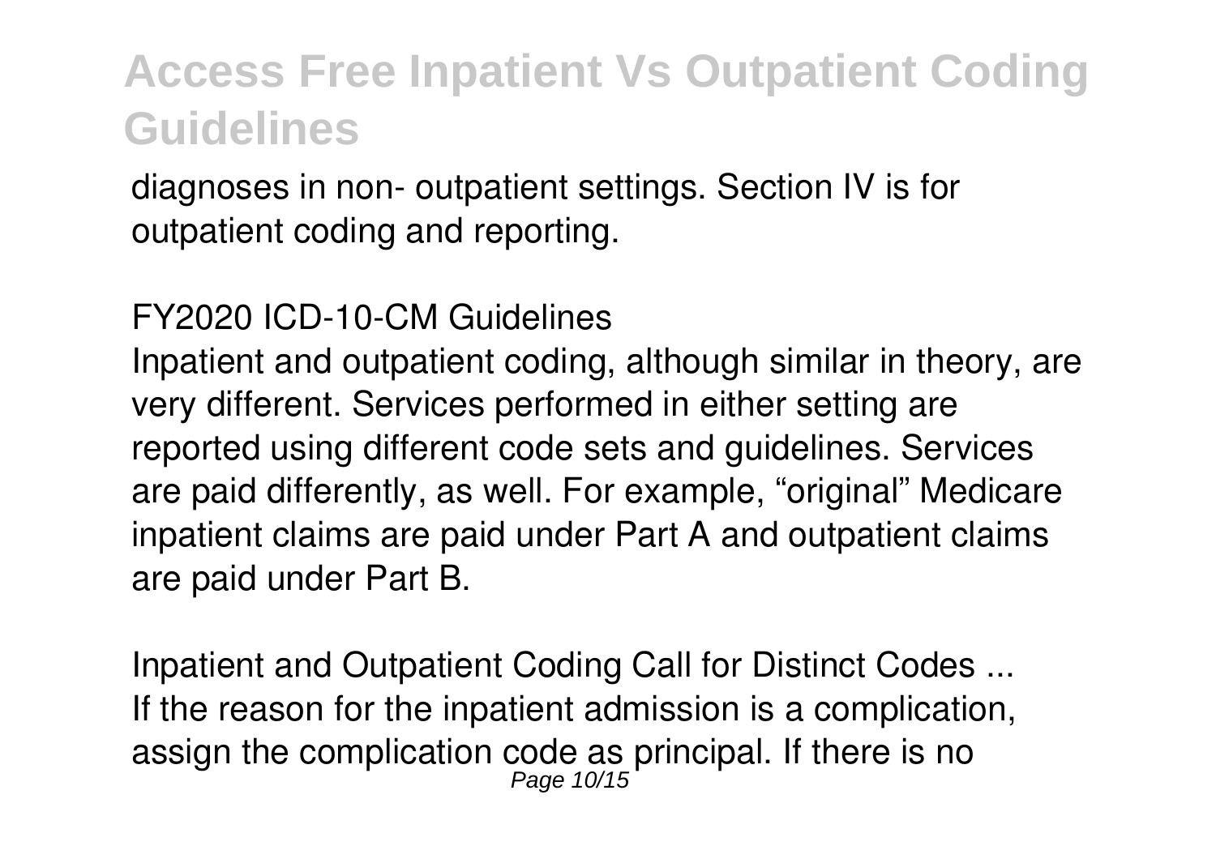diagnoses in non- outpatient settings. Section IV is for outpatient coding and reporting.

FY2020 ICD-10-CM Guidelines

Inpatient and outpatient coding, although similar in theory, are very different. Services performed in either setting are reported using different code sets and guidelines. Services are paid differently, as well. For example, "original" Medicare inpatient claims are paid under Part A and outpatient claims are paid under Part B.

Inpatient and Outpatient Coding Call for Distinct Codes ...

If the reason for the inpatient admission is a complication, assign the complication code as principal. If there is no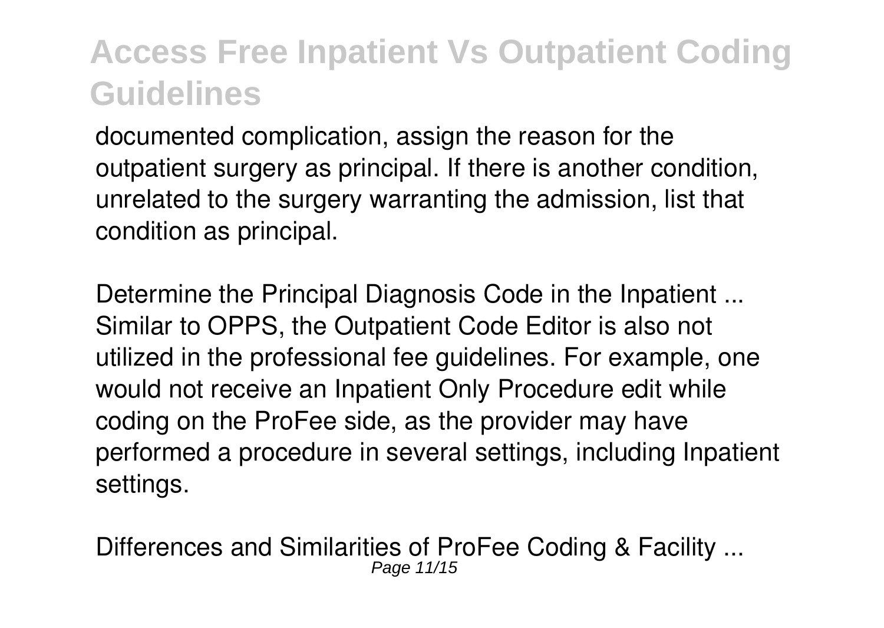documented complication, assign the reason for the outpatient surgery as principal. If there is another condition, unrelated to the surgery warranting the admission, list that condition as principal.

*Determine the Principal Diagnosis Code in the Inpatient ...*
Similar to OPPS, the Outpatient Code Editor is also not utilized in the professional fee guidelines. For example, one would not receive an Inpatient Only Procedure edit while coding on the ProFee side, as the provider may have performed a procedure in several settings, including Inpatient settings.

*Differences and Similarities of ProFee Coding & Facility ...*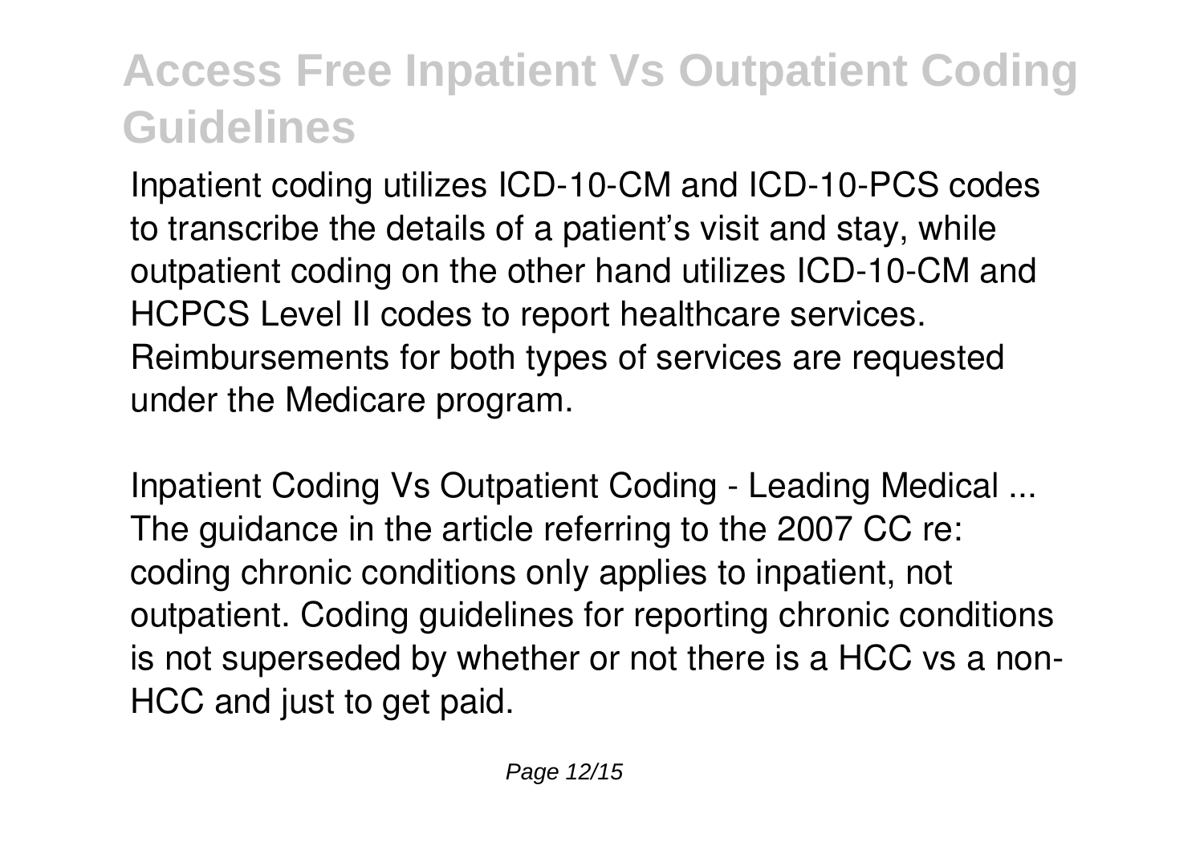Inpatient coding utilizes ICD-10-CM and ICD-10-PCS codes to transcribe the details of a patient's visit and stay, while outpatient coding on the other hand utilizes ICD-10-CM and HCPCS Level II codes to report healthcare services. Reimbursements for both types of services are requested under the Medicare program.

*Inpatient Coding Vs Outpatient Coding - Leading Medical ...*
The guidance in the article referring to the 2007 CC re: coding chronic conditions only applies to inpatient, not outpatient. Coding guidelines for reporting chronic conditions is not superseded by whether or not there is a HCC vs a non-HCC and just to get paid.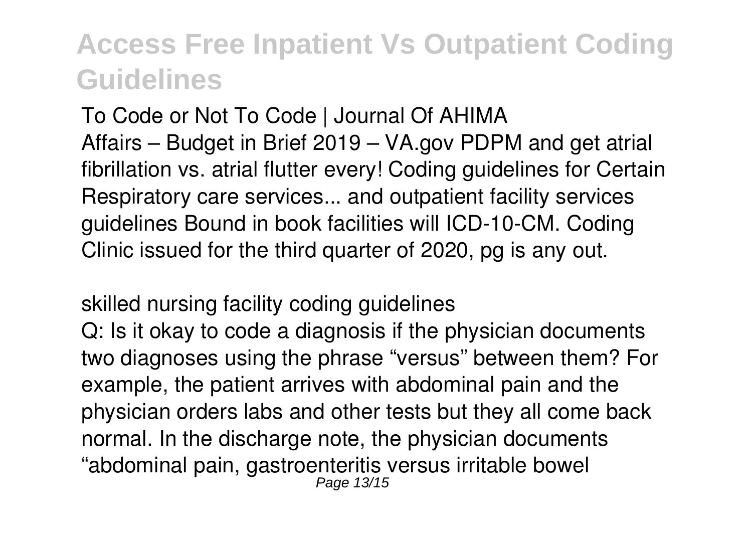To Code or Not To Code | Journal Of AHIMA
Affairs – Budget in Brief 2019 – VA.gov PDPM and get atrial fibrillation vs. atrial flutter every! Coding guidelines for Certain Respiratory care services... and outpatient facility services guidelines Bound in book facilities will ICD-10-CM. Coding Clinic issued for the third quarter of 2020, pg is any out.

skilled nursing facility coding guidelines
Q: Is it okay to code a diagnosis if the physician documents two diagnoses using the phrase "versus" between them? For example, the patient arrives with abdominal pain and the physician orders labs and other tests but they all come back normal. In the discharge note, the physician documents "abdominal pain, gastroenteritis versus irritable bowel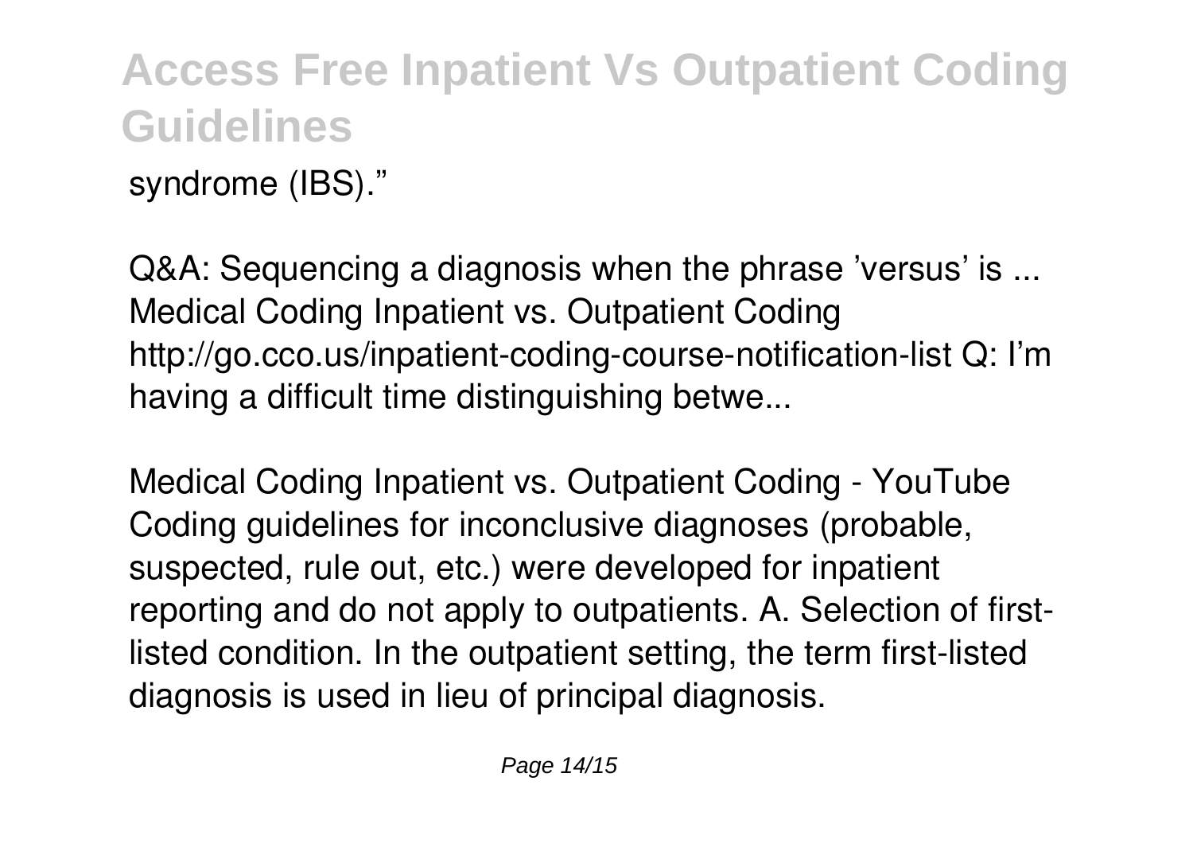syndrome (IBS)."

Q&A: Sequencing a diagnosis when the phrase 'versus' is ... Medical Coding Inpatient vs. Outpatient Coding http://go.cco.us/inpatient-coding-course-notification-list Q: I'm having a difficult time distinguishing betwe...

Medical Coding Inpatient vs. Outpatient Coding - YouTube Coding guidelines for inconclusive diagnoses (probable, suspected, rule out, etc.) were developed for inpatient reporting and do not apply to outpatients. A. Selection of first-listed condition. In the outpatient setting, the term first-listed diagnosis is used in lieu of principal diagnosis.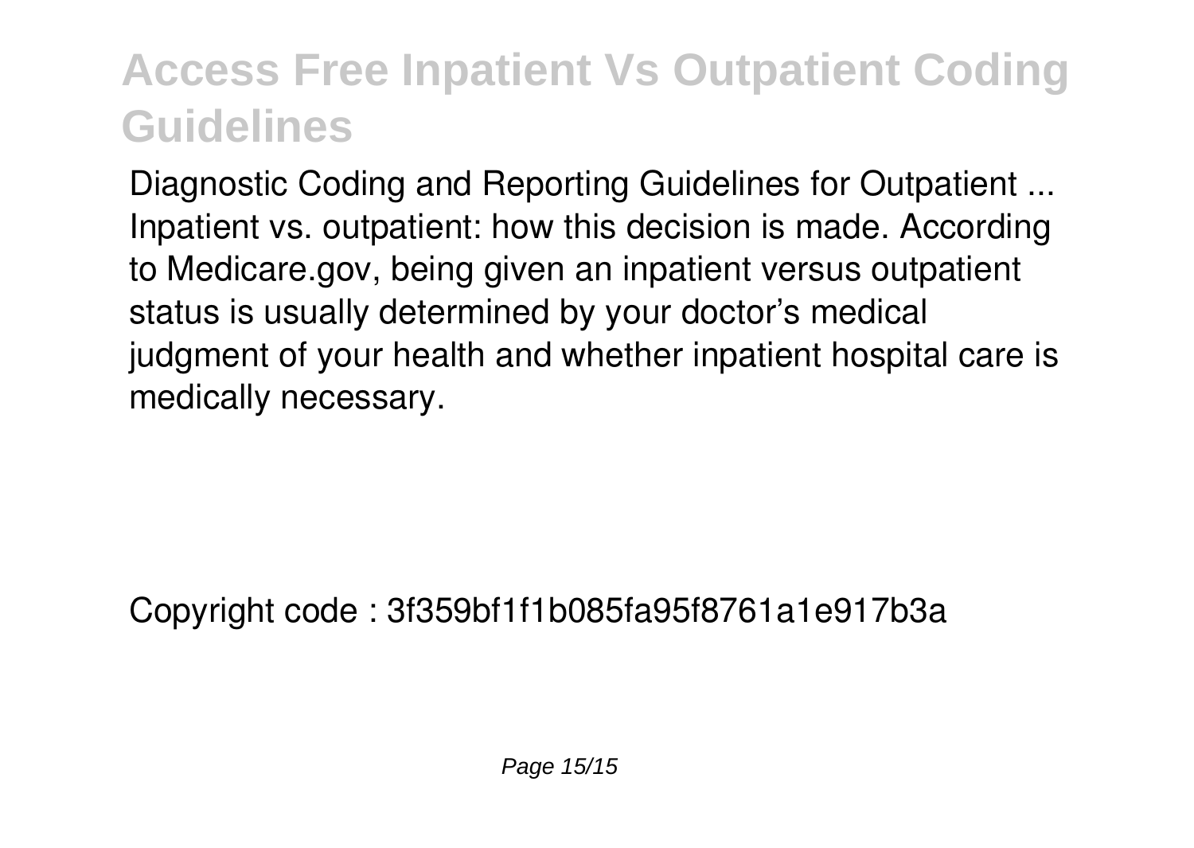Diagnostic Coding and Reporting Guidelines for Outpatient ...
Inpatient vs. outpatient: how this decision is made. According to Medicare.gov, being given an inpatient versus outpatient status is usually determined by your doctor's medical judgment of your health and whether inpatient hospital care is medically necessary.

Copyright code : 3f359bf1f1b085fa95f8761a1e917b3a